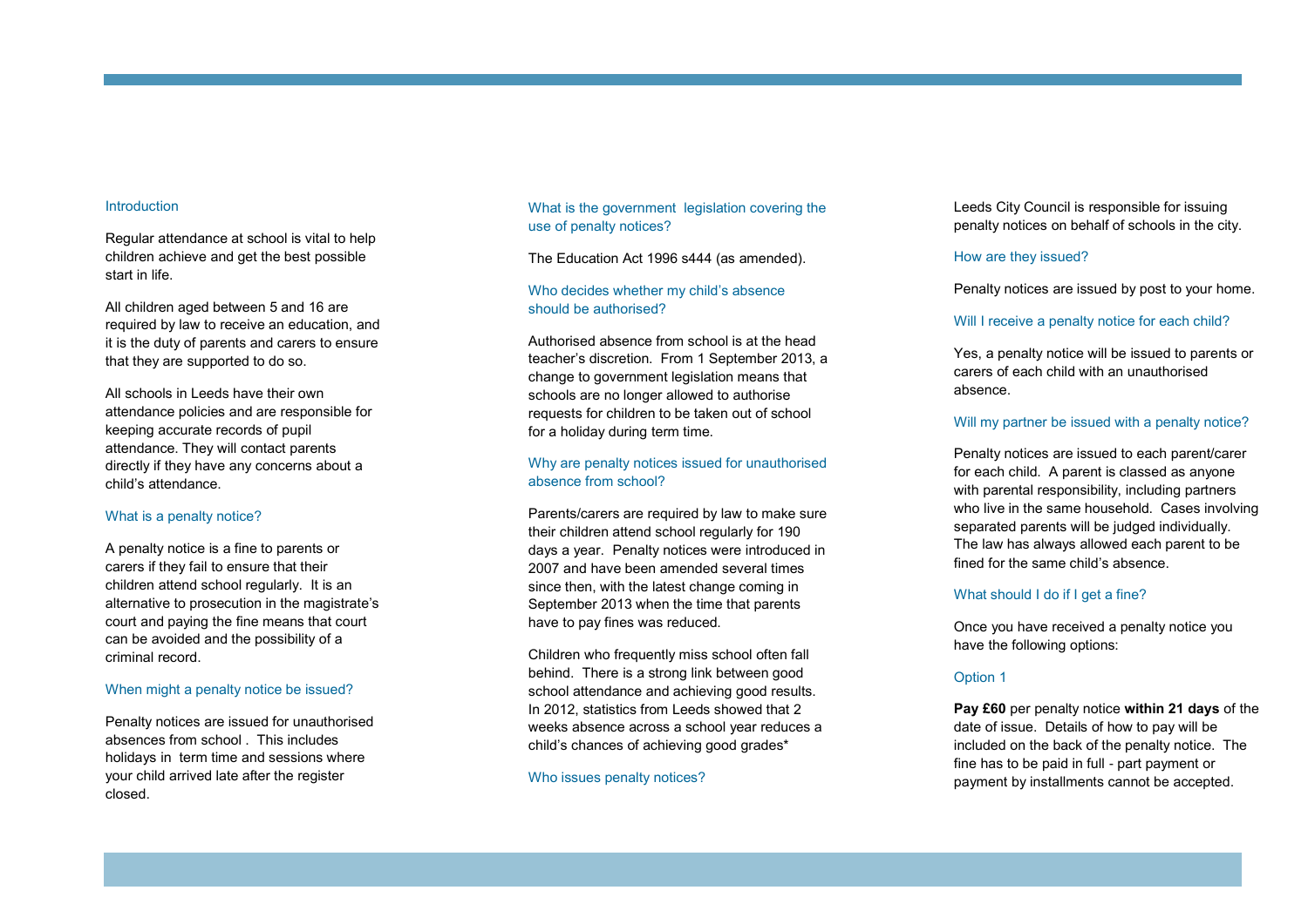## Introduction

Regular attendance at school is vital to help children achieve and get the best possible start in life.

All children aged between 5 and 16 are required by law to receive an education, and it is the duty of parents and carers to ensure that they are supported to do so.

All schools in Leeds have their own attendance policies and are responsible for keeping accurate records of pupil attendance. They will contact parents directly if they have any concerns about a child's attendance.

## What is a penalty notice?

A penalty notice is a fine to parents or carers if they fail to ensure that their children attend school regularly. It is an alternative to prosecution in the magistrate's court and paying the fine means that court can be avoided and the possibility of a criminal record.

## When might a penalty notice be issued?

Penalty notices are issued for unauthorised absences from school . This includes holidays in term time and sessions where your child arrived late after the register closed.

## What is the government legislation covering the use of penalty notices?

The Education Act 1996 s444 (as amended).

## Who decides whether my child's absence should be authorised?

Authorised absence from school is at the head teacher's discretion. From 1 September 2013, a change to government legislation means that schools are no longer allowed to authorise requests for children to be taken out of school for a holiday during term time.

## Why are penalty notices issued for unauthorised absence from school?

Parents/carers are required by law to make sure their children attend school regularly for 190 days a year. Penalty notices were introduced in 2007 and have been amended several times since then, with the latest change coming in September 2013 when the time that parents have to pay fines was reduced.

Children who frequently miss school often fall behind. There is a strong link between good school attendance and achieving good results. In 2012, statistics from Leeds showed that 2 weeks absence across a school year reduces a child's chances of achieving good grades*

## Who issues penalty notices?

Leeds City Council is responsible for issuing penalty notices on behalf of schools in the city.

## How are they issued?

Penalty notices are issued by post to your home.

## Will I receive a penalty notice for each child?

Yes, a penalty notice will be issued to parents or carers of each child with an unauthorised absence.

## Will my partner be issued with a penalty notice?

Penalty notices are issued to each parent/carer for each child. A parent is classed as anyone with parental responsibility, including partners who live in the same household. Cases involving separated parents will be judged individually. The law has always allowed each parent to be fined for the same child's absence.

## What should I do if I get a fine?

Once you have received a penalty notice you have the following options:

### Option 1

**Pay £60** per penalty notice **within 21 days** of the date of issue. Details of how to pay will be included on the back of the penalty notice. The fine has to be paid in full - part payment or payment by installments cannot be accepted.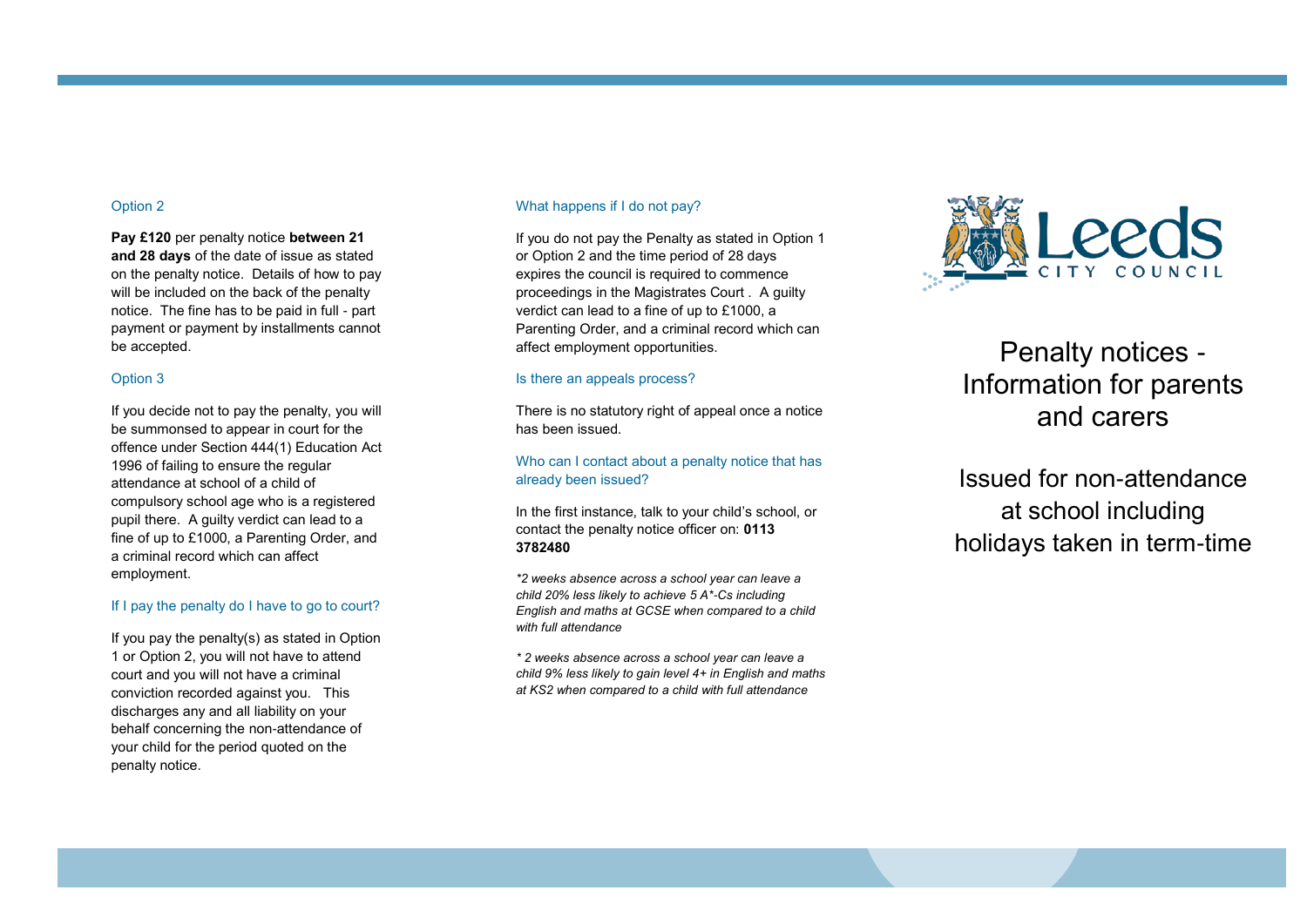## Option 2

**Pay £120** per penalty notice **between 21 and 28 days** of the date of issue as stated on the penalty notice. Details of how to pay will be included on the back of the penalty notice. The fine has to be paid in full - part payment or payment by installments cannot be accepted.

## Option 3

If you decide not to pay the penalty, you will be summonsed to appear in court for the offence under Section 444(1) Education Act 1996 of failing to ensure the regular attendance at school of a child of compulsory school age who is a registered pupil there. A guilty verdict can lead to a fine of up to £1000, a Parenting Order, and a criminal record which can affect employment.

## If I pay the penalty do I have to go to court?

If you pay the penalty(s) as stated in Option 1 or Option 2, you will not have to attend court and you will not have a criminal conviction recorded against you. This discharges any and all liability on your behalf concerning the non-attendance of your child for the period quoted on the penalty notice.

## What happens if I do not pay?

If you do not pay the Penalty as stated in Option 1 or Option 2 and the time period of 28 days expires the council is required to commence proceedings in the Magistrates Court . A guilty verdict can lead to a fine of up to £1000, a Parenting Order, and a criminal record which can affect employment opportunities.

## Is there an appeals process?

There is no statutory right of appeal once a notice has been issued.

## Who can I contact about a penalty notice that has already been issued?

In the first instance, talk to your child's school, or contact the penalty notice officer on: **0113 3782480**

*\*2 weeks absence across a school year can leave a child 20% less likely to achieve 5 A\*-Cs including English and maths at GCSE when compared to a child with full attendance*

*\* 2 weeks absence across a school year can leave a child 9% less likely to gain level 4+ in English and maths at KS2 when compared to a child with full attendance*

Leeds CITY COUNCIL

# Penalty notices - Information for parents and carers

## Issued for non-attendance at school including holidays taken in term-time